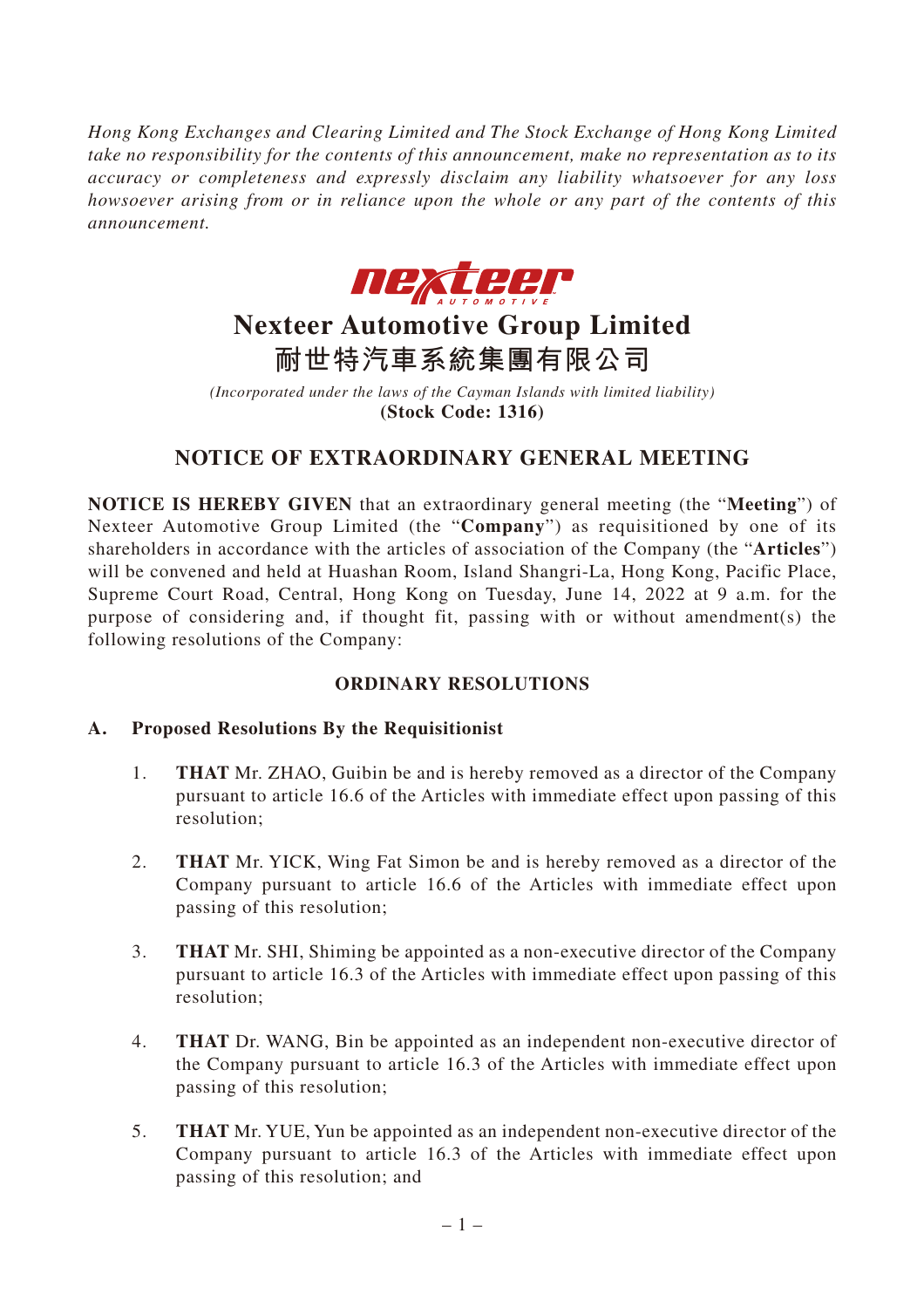*Hong Kong Exchanges and Clearing Limited and The Stock Exchange of Hong Kong Limited take no responsibility for the contents of this announcement, make no representation as to its accuracy or completeness and expressly disclaim any liability whatsoever for any loss howsoever arising from or in reliance upon the whole or any part of the contents of this announcement.*

# Nexteer Automotive Group Limited
# 耐世特汽車系統集團有限公司

*(Incorporated under the laws of the Cayman Islands with limited liability)*
**(Stock Code: 1316)**

## NOTICE OF EXTRAORDINARY GENERAL MEETING

**NOTICE IS HEREBY GIVEN** that an extraordinary general meeting (the "**Meeting**") of Nexteer Automotive Group Limited (the "**Company**") as requisitioned by one of its shareholders in accordance with the articles of association of the Company (the "**Articles**") will be convened and held at Huashan Room, Island Shangri-La, Hong Kong, Pacific Place, Supreme Court Road, Central, Hong Kong on Tuesday, June 14, 2022 at 9 a.m. for the purpose of considering and, if thought fit, passing with or without amendment(s) the following resolutions of the Company:

### ORDINARY RESOLUTIONS

**A. Proposed Resolutions By the Requisitionist**

1. **THAT** Mr. ZHAO, Guibin be and is hereby removed as a director of the Company pursuant to article 16.6 of the Articles with immediate effect upon passing of this resolution;

2. **THAT** Mr. YICK, Wing Fat Simon be and is hereby removed as a director of the Company pursuant to article 16.6 of the Articles with immediate effect upon passing of this resolution;

3. **THAT** Mr. SHI, Shiming be appointed as a non-executive director of the Company pursuant to article 16.3 of the Articles with immediate effect upon passing of this resolution;

4. **THAT** Dr. WANG, Bin be appointed as an independent non-executive director of the Company pursuant to article 16.3 of the Articles with immediate effect upon passing of this resolution;

5. **THAT** Mr. YUE, Yun be appointed as an independent non-executive director of the Company pursuant to article 16.3 of the Articles with immediate effect upon passing of this resolution; and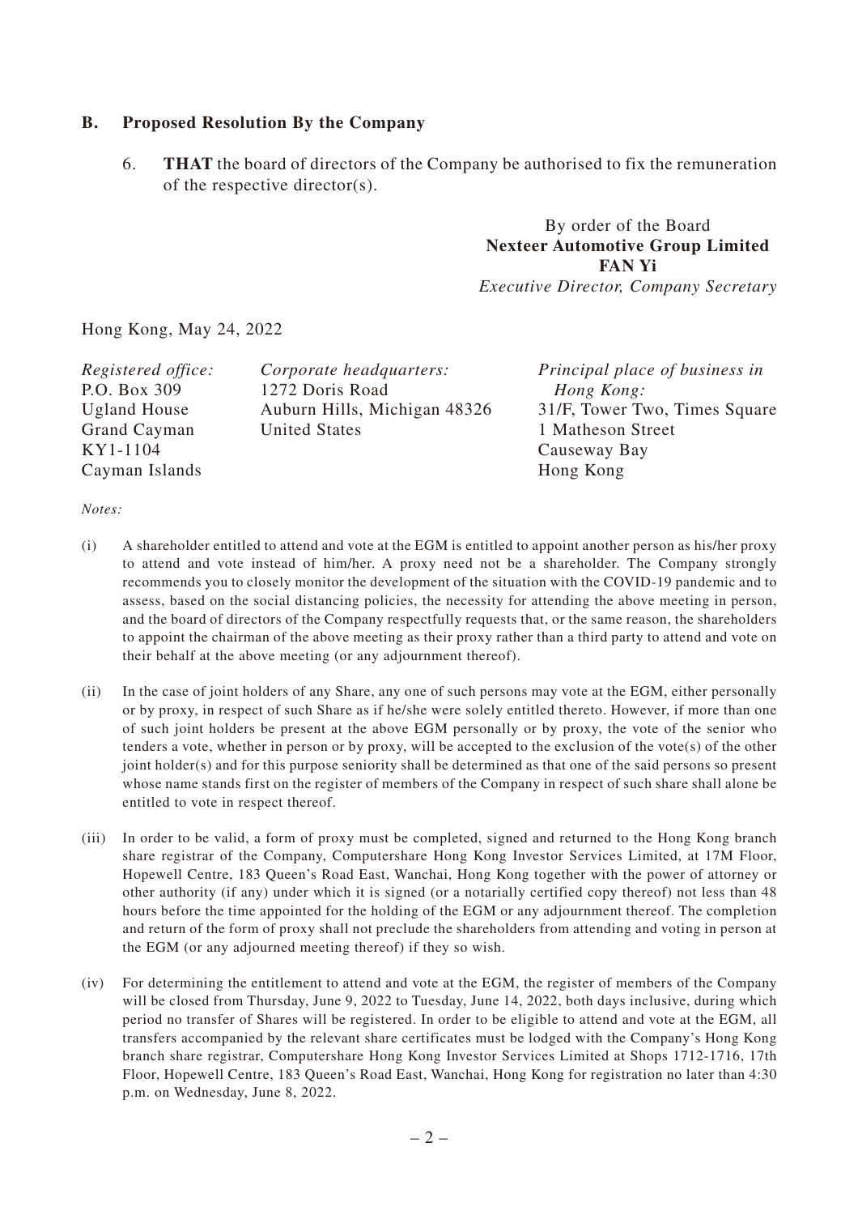## B. Proposed Resolution By the Company

6. **THAT** the board of directors of the Company be authorised to fix the remuneration of the respective director(s).

By order of the Board
**Nexteer Automotive Group Limited**
**FAN Yi**
*Executive Director, Company Secretary*

Hong Kong, May 24, 2022

*Registered office:*
P.O. Box 309
Ugland House
Grand Cayman
KY1-1104
Cayman Islands

*Corporate headquarters:*
1272 Doris Road
Auburn Hills, Michigan 48326
United States

*Principal place of business in Hong Kong:*
31/F, Tower Two, Times Square
1 Matheson Street
Causeway Bay
Hong Kong

*Notes:*

(i) A shareholder entitled to attend and vote at the EGM is entitled to appoint another person as his/her proxy to attend and vote instead of him/her. A proxy need not be a shareholder. The Company strongly recommends you to closely monitor the development of the situation with the COVID-19 pandemic and to assess, based on the social distancing policies, the necessity for attending the above meeting in person, and the board of directors of the Company respectfully requests that, or the same reason, the shareholders to appoint the chairman of the above meeting as their proxy rather than a third party to attend and vote on their behalf at the above meeting (or any adjournment thereof).

(ii) In the case of joint holders of any Share, any one of such persons may vote at the EGM, either personally or by proxy, in respect of such Share as if he/she were solely entitled thereto. However, if more than one of such joint holders be present at the above EGM personally or by proxy, the vote of the senior who tenders a vote, whether in person or by proxy, will be accepted to the exclusion of the vote(s) of the other joint holder(s) and for this purpose seniority shall be determined as that one of the said persons so present whose name stands first on the register of members of the Company in respect of such share shall alone be entitled to vote in respect thereof.

(iii) In order to be valid, a form of proxy must be completed, signed and returned to the Hong Kong branch share registrar of the Company, Computershare Hong Kong Investor Services Limited, at 17M Floor, Hopewell Centre, 183 Queen's Road East, Wanchai, Hong Kong together with the power of attorney or other authority (if any) under which it is signed (or a notarially certified copy thereof) not less than 48 hours before the time appointed for the holding of the EGM or any adjournment thereof. The completion and return of the form of proxy shall not preclude the shareholders from attending and voting in person at the EGM (or any adjourned meeting thereof) if they so wish.

(iv) For determining the entitlement to attend and vote at the EGM, the register of members of the Company will be closed from Thursday, June 9, 2022 to Tuesday, June 14, 2022, both days inclusive, during which period no transfer of Shares will be registered. In order to be eligible to attend and vote at the EGM, all transfers accompanied by the relevant share certificates must be lodged with the Company's Hong Kong branch share registrar, Computershare Hong Kong Investor Services Limited at Shops 1712-1716, 17th Floor, Hopewell Centre, 183 Queen's Road East, Wanchai, Hong Kong for registration no later than 4:30 p.m. on Wednesday, June 8, 2022.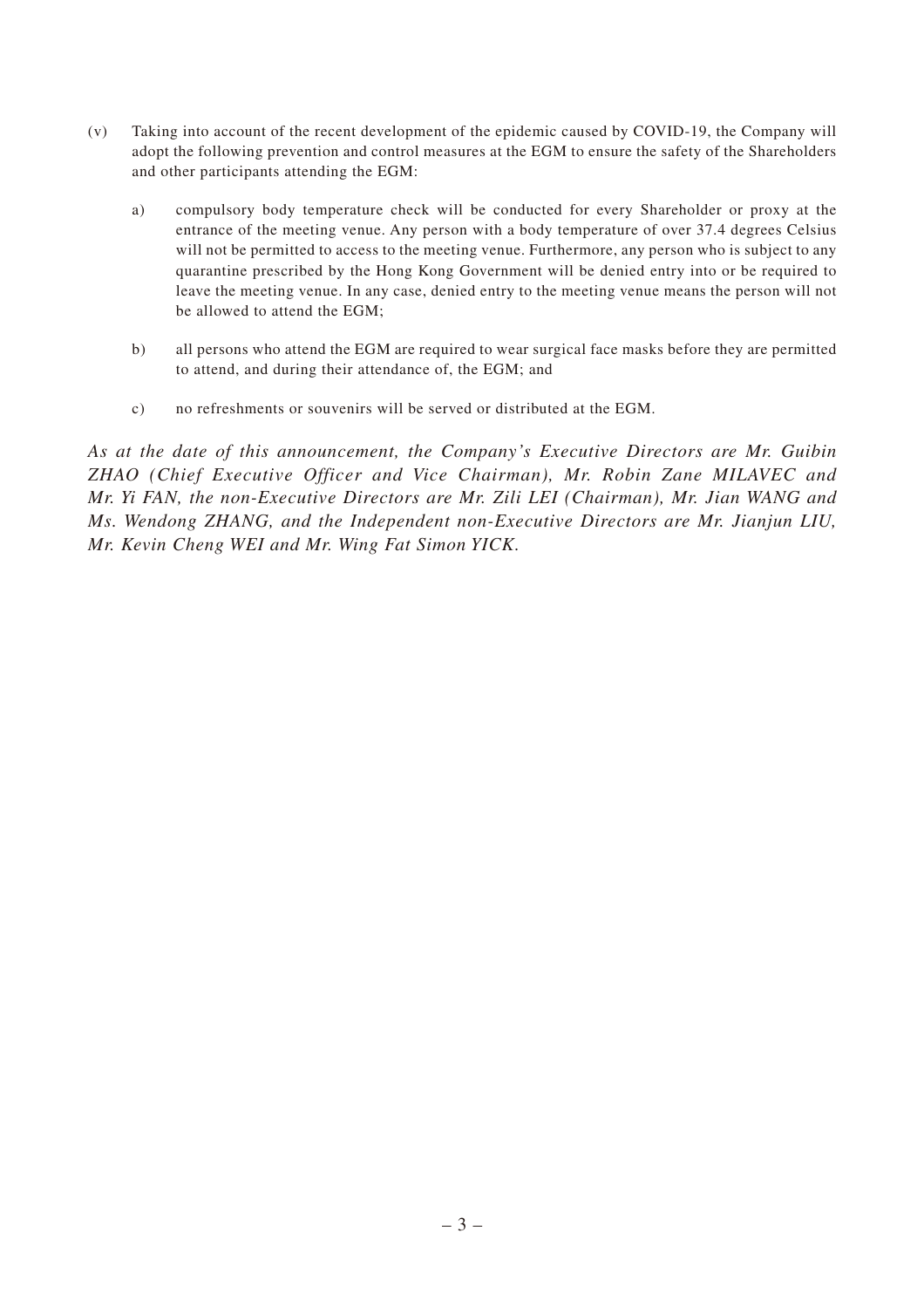(v) Taking into account of the recent development of the epidemic caused by COVID-19, the Company will adopt the following prevention and control measures at the EGM to ensure the safety of the Shareholders and other participants attending the EGM:

a) compulsory body temperature check will be conducted for every Shareholder or proxy at the entrance of the meeting venue. Any person with a body temperature of over 37.4 degrees Celsius will not be permitted to access to the meeting venue. Furthermore, any person who is subject to any quarantine prescribed by the Hong Kong Government will be denied entry into or be required to leave the meeting venue. In any case, denied entry to the meeting venue means the person will not be allowed to attend the EGM;

b) all persons who attend the EGM are required to wear surgical face masks before they are permitted to attend, and during their attendance of, the EGM; and

c) no refreshments or souvenirs will be served or distributed at the EGM.

*As at the date of this announcement, the Company's Executive Directors are Mr. Guibin ZHAO (Chief Executive Officer and Vice Chairman), Mr. Robin Zane MILAVEC and Mr. Yi FAN, the non-Executive Directors are Mr. Zili LEI (Chairman), Mr. Jian WANG and Ms. Wendong ZHANG, and the Independent non-Executive Directors are Mr. Jianjun LIU, Mr. Kevin Cheng WEI and Mr. Wing Fat Simon YICK.*